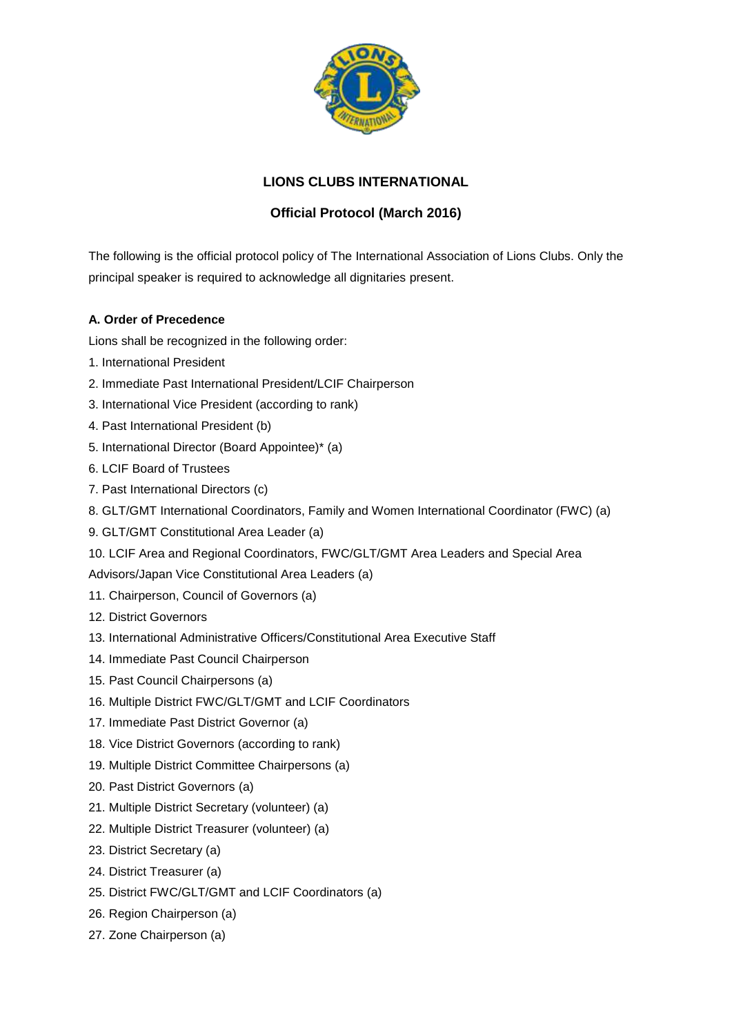# LIONS CLUBS INTERNATIONAL

## Official Protocol (March 2016)

The following is the official protocol policy of The International Association of Lions Clubs. Only the principal speaker is required to acknowledge all dignitaries present.

### A. Order of Precedence

Lions shall be recognized in the following order:

1. International President
2. Immediate Past International President/LCIF Chairperson
3. International Vice President (according to rank)
4. Past International President (b)
5. International Director (Board Appointee)* (a)
6. LCIF Board of Trustees
7. Past International Directors (c)
8. GLT/GMT International Coordinators, Family and Women International Coordinator (FWC) (a)
9. GLT/GMT Constitutional Area Leader (a)
10. LCIF Area and Regional Coordinators, FWC/GLT/GMT Area Leaders and Special Area Advisors/Japan Vice Constitutional Area Leaders (a)
11. Chairperson, Council of Governors (a)
12. District Governors
13. International Administrative Officers/Constitutional Area Executive Staff
14. Immediate Past Council Chairperson
15. Past Council Chairpersons (a)
16. Multiple District FWC/GLT/GMT and LCIF Coordinators
17. Immediate Past District Governor (a)
18. Vice District Governors (according to rank)
19. Multiple District Committee Chairpersons (a)
20. Past District Governors (a)
21. Multiple District Secretary (volunteer) (a)
22. Multiple District Treasurer (volunteer) (a)
23. District Secretary (a)
24. District Treasurer (a)
25. District FWC/GLT/GMT and LCIF Coordinators (a)
26. Region Chairperson (a)
27. Zone Chairperson (a)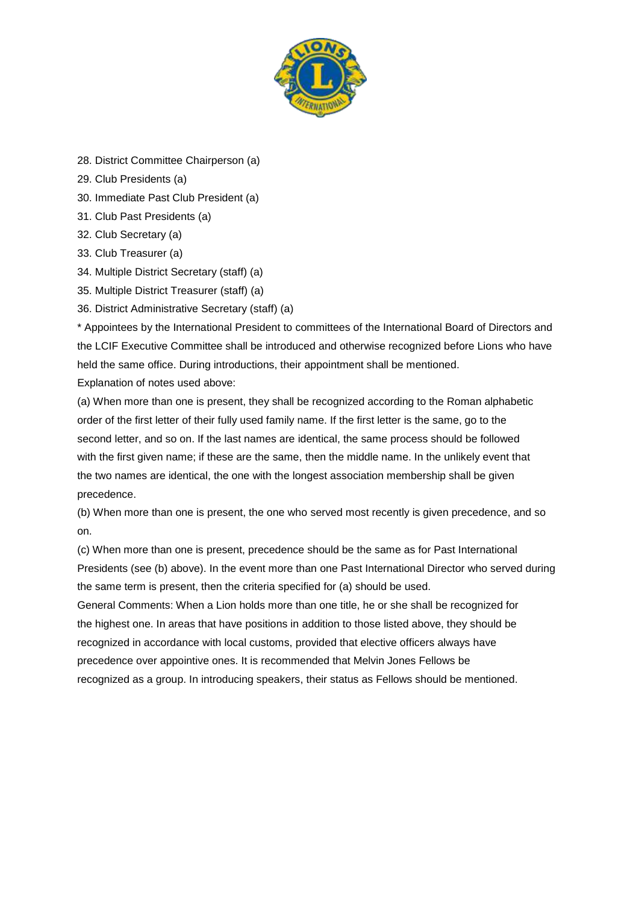28. District Committee Chairperson (a)
29. Club Presidents (a)
30. Immediate Past Club President (a)
31. Club Past Presidents (a)
32. Club Secretary (a)
33. Club Treasurer (a)
34. Multiple District Secretary (staff) (a)
35. Multiple District Treasurer (staff) (a)
36. District Administrative Secretary (staff) (a)

* Appointees by the International President to committees of the International Board of Directors and the LCIF Executive Committee shall be introduced and otherwise recognized before Lions who have held the same office. During introductions, their appointment shall be mentioned.

Explanation of notes used above:

(a) When more than one is present, they shall be recognized according to the Roman alphabetic order of the first letter of their fully used family name. If the first letter is the same, go to the second letter, and so on. If the last names are identical, the same process should be followed with the first given name; if these are the same, then the middle name. In the unlikely event that the two names are identical, the one with the longest association membership shall be given precedence.

(b) When more than one is present, the one who served most recently is given precedence, and so on.

(c) When more than one is present, precedence should be the same as for Past International Presidents (see (b) above). In the event more than one Past International Director who served during the same term is present, then the criteria specified for (a) should be used.

General Comments: When a Lion holds more than one title, he or she shall be recognized for the highest one. In areas that have positions in addition to those listed above, they should be recognized in accordance with local customs, provided that elective officers always have precedence over appointive ones. It is recommended that Melvin Jones Fellows be recognized as a group. In introducing speakers, their status as Fellows should be mentioned.